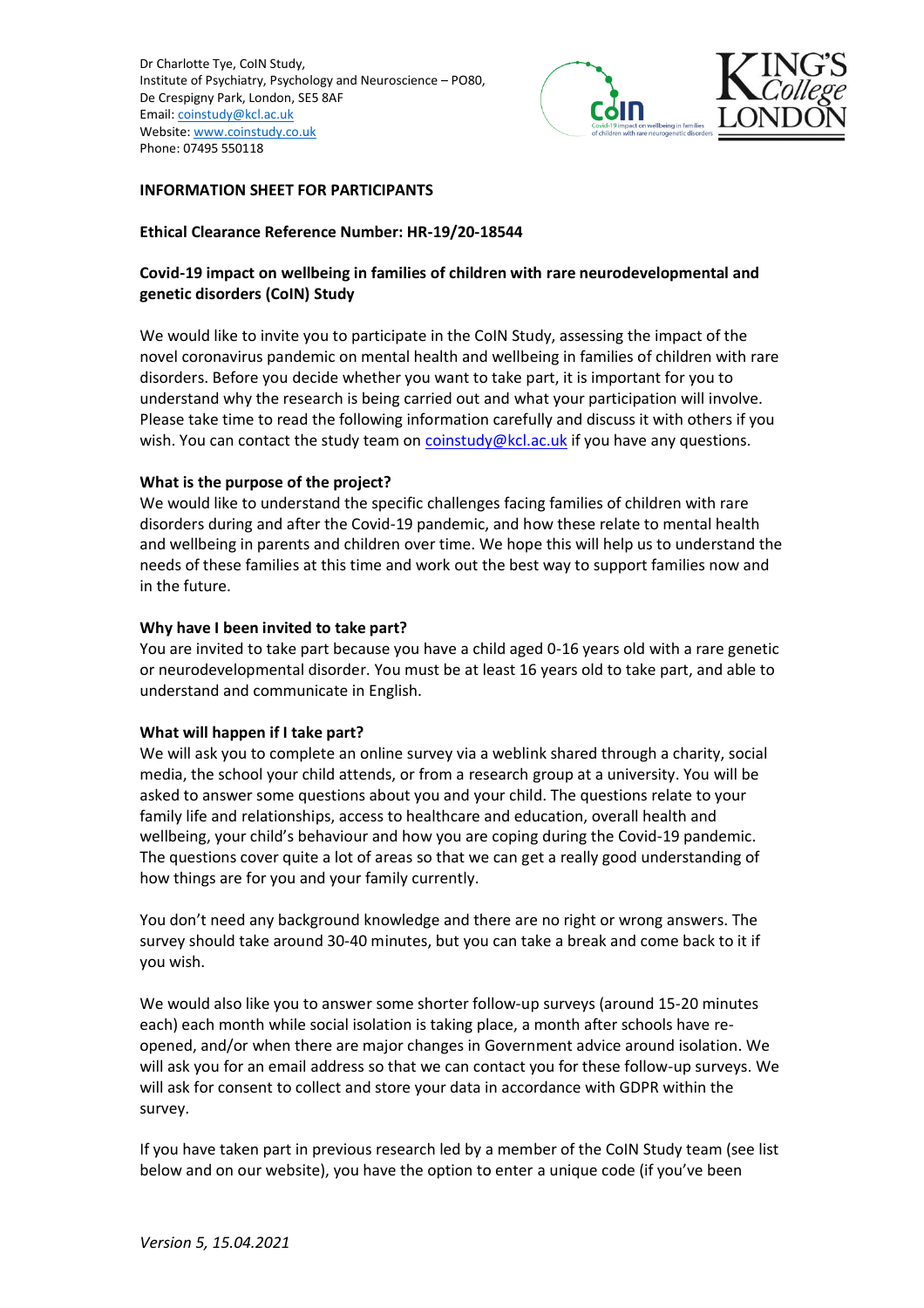Dr Charlotte Tye, CoIN Study,
Institute of Psychiatry, Psychology and Neuroscience – PO80,
De Crespigny Park, London, SE5 8AF
Email: coinstudy@kcl.ac.uk
Website: www.coinstudy.co.uk
Phone: 07495 550118

**INFORMATION SHEET FOR PARTICIPANTS**

**Ethical Clearance Reference Number: HR-19/20-18544**

**Covid-19 impact on wellbeing in families of children with rare neurodevelopmental and genetic disorders (CoIN) Study**

We would like to invite you to participate in the CoIN Study, assessing the impact of the novel coronavirus pandemic on mental health and wellbeing in families of children with rare disorders. Before you decide whether you want to take part, it is important for you to understand why the research is being carried out and what your participation will involve. Please take time to read the following information carefully and discuss it with others if you wish. You can contact the study team on coinstudy@kcl.ac.uk if you have any questions.

**What is the purpose of the project?**
We would like to understand the specific challenges facing families of children with rare disorders during and after the Covid-19 pandemic, and how these relate to mental health and wellbeing in parents and children over time. We hope this will help us to understand the needs of these families at this time and work out the best way to support families now and in the future.

**Why have I been invited to take part?**
You are invited to take part because you have a child aged 0-16 years old with a rare genetic or neurodevelopmental disorder. You must be at least 16 years old to take part, and able to understand and communicate in English.

**What will happen if I take part?**
We will ask you to complete an online survey via a weblink shared through a charity, social media, the school your child attends, or from a research group at a university. You will be asked to answer some questions about you and your child. The questions relate to your family life and relationships, access to healthcare and education, overall health and wellbeing, your child's behaviour and how you are coping during the Covid-19 pandemic. The questions cover quite a lot of areas so that we can get a really good understanding of how things are for you and your family currently.

You don't need any background knowledge and there are no right or wrong answers. The survey should take around 30-40 minutes, but you can take a break and come back to it if you wish.

We would also like you to answer some shorter follow-up surveys (around 15-20 minutes each) each month while social isolation is taking place, a month after schools have re-opened, and/or when there are major changes in Government advice around isolation. We will ask you for an email address so that we can contact you for these follow-up surveys. We will ask for consent to collect and store your data in accordance with GDPR within the survey.

If you have taken part in previous research led by a member of the CoIN Study team (see list below and on our website), you have the option to enter a unique code (if you've been

*Version 5, 15.04.2021*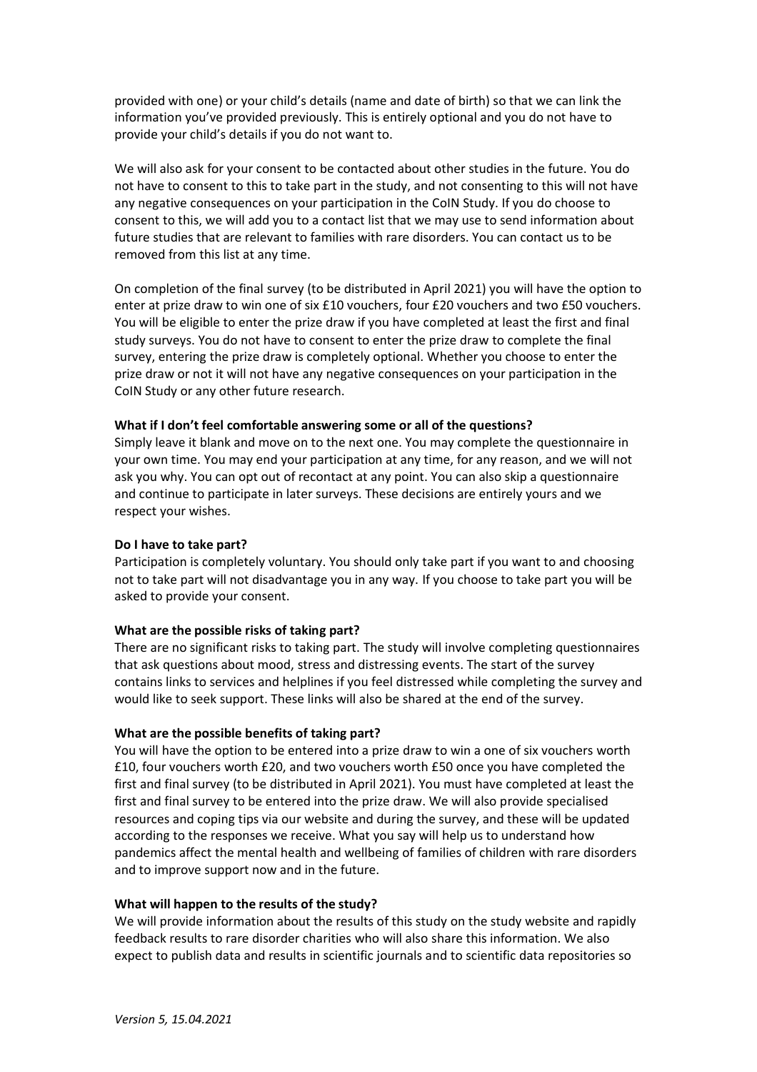provided with one) or your child's details (name and date of birth) so that we can link the information you've provided previously. This is entirely optional and you do not have to provide your child's details if you do not want to.

We will also ask for your consent to be contacted about other studies in the future. You do not have to consent to this to take part in the study, and not consenting to this will not have any negative consequences on your participation in the CoIN Study. If you do choose to consent to this, we will add you to a contact list that we may use to send information about future studies that are relevant to families with rare disorders. You can contact us to be removed from this list at any time.

On completion of the final survey (to be distributed in April 2021) you will have the option to enter at prize draw to win one of six £10 vouchers, four £20 vouchers and two £50 vouchers. You will be eligible to enter the prize draw if you have completed at least the first and final study surveys. You do not have to consent to enter the prize draw to complete the final survey, entering the prize draw is completely optional. Whether you choose to enter the prize draw or not it will not have any negative consequences on your participation in the CoIN Study or any other future research.

**What if I don't feel comfortable answering some or all of the questions?**
Simply leave it blank and move on to the next one. You may complete the questionnaire in your own time. You may end your participation at any time, for any reason, and we will not ask you why. You can opt out of recontact at any point. You can also skip a questionnaire and continue to participate in later surveys. These decisions are entirely yours and we respect your wishes.

**Do I have to take part?**
Participation is completely voluntary. You should only take part if you want to and choosing not to take part will not disadvantage you in any way. If you choose to take part you will be asked to provide your consent.

**What are the possible risks of taking part?**
There are no significant risks to taking part. The study will involve completing questionnaires that ask questions about mood, stress and distressing events. The start of the survey contains links to services and helplines if you feel distressed while completing the survey and would like to seek support. These links will also be shared at the end of the survey.

**What are the possible benefits of taking part?**
You will have the option to be entered into a prize draw to win a one of six vouchers worth £10, four vouchers worth £20, and two vouchers worth £50 once you have completed the first and final survey (to be distributed in April 2021). You must have completed at least the first and final survey to be entered into the prize draw. We will also provide specialised resources and coping tips via our website and during the survey, and these will be updated according to the responses we receive. What you say will help us to understand how pandemics affect the mental health and wellbeing of families of children with rare disorders and to improve support now and in the future.

**What will happen to the results of the study?**
We will provide information about the results of this study on the study website and rapidly feedback results to rare disorder charities who will also share this information. We also expect to publish data and results in scientific journals and to scientific data repositories so

*Version 5, 15.04.2021*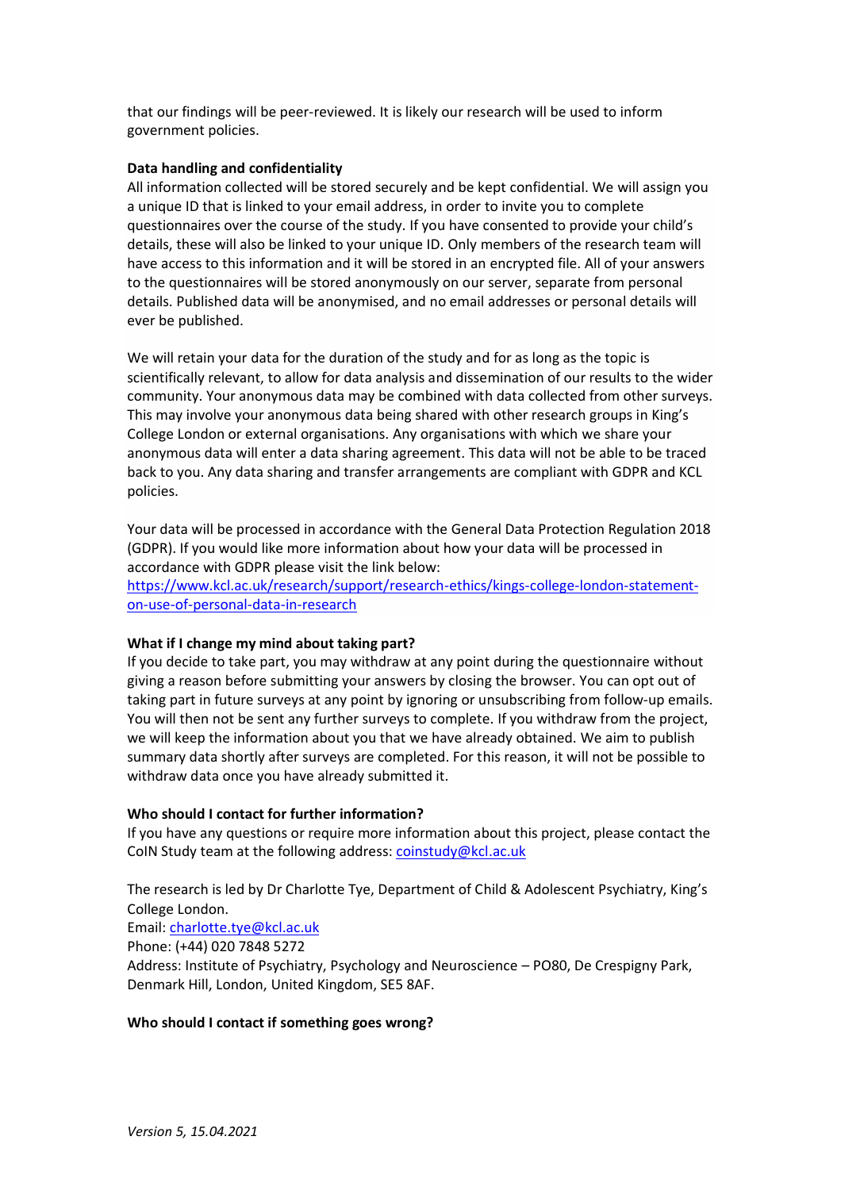that our findings will be peer-reviewed. It is likely our research will be used to inform government policies.

**Data handling and confidentiality**

All information collected will be stored securely and be kept confidential. We will assign you a unique ID that is linked to your email address, in order to invite you to complete questionnaires over the course of the study. If you have consented to provide your child's details, these will also be linked to your unique ID. Only members of the research team will have access to this information and it will be stored in an encrypted file. All of your answers to the questionnaires will be stored anonymously on our server, separate from personal details. Published data will be anonymised, and no email addresses or personal details will ever be published.

We will retain your data for the duration of the study and for as long as the topic is scientifically relevant, to allow for data analysis and dissemination of our results to the wider community. Your anonymous data may be combined with data collected from other surveys. This may involve your anonymous data being shared with other research groups in King's College London or external organisations. Any organisations with which we share your anonymous data will enter a data sharing agreement. This data will not be able to be traced back to you. Any data sharing and transfer arrangements are compliant with GDPR and KCL policies.

Your data will be processed in accordance with the General Data Protection Regulation 2018 (GDPR). If you would like more information about how your data will be processed in accordance with GDPR please visit the link below:
[https://www.kcl.ac.uk/research/support/research-ethics/kings-college-london-statement-on-use-of-personal-data-in-research](https://www.kcl.ac.uk/research/support/research-ethics/kings-college-london-statement-on-use-of-personal-data-in-research)

**What if I change my mind about taking part?**

If you decide to take part, you may withdraw at any point during the questionnaire without giving a reason before submitting your answers by closing the browser. You can opt out of taking part in future surveys at any point by ignoring or unsubscribing from follow-up emails. You will then not be sent any further surveys to complete. If you withdraw from the project, we will keep the information about you that we have already obtained. We aim to publish summary data shortly after surveys are completed. For this reason, it will not be possible to withdraw data once you have already submitted it.

**Who should I contact for further information?**

If you have any questions or require more information about this project, please contact the CoIN Study team at the following address: [coinstudy@kcl.ac.uk](mailto:coinstudy@kcl.ac.uk)

The research is led by Dr Charlotte Tye, Department of Child & Adolescent Psychiatry, King's College London.
Email: [charlotte.tye@kcl.ac.uk](mailto:charlotte.tye@kcl.ac.uk)
Phone: (+44) 020 7848 5272
Address: Institute of Psychiatry, Psychology and Neuroscience – PO80, De Crespigny Park, Denmark Hill, London, United Kingdom, SE5 8AF.

**Who should I contact if something goes wrong?**

*Version 5, 15.04.2021*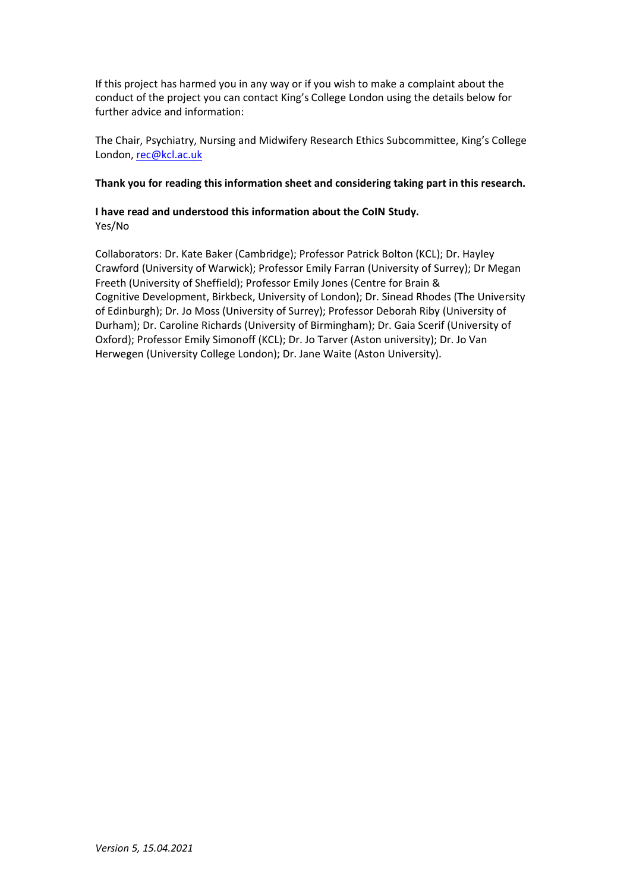If this project has harmed you in any way or if you wish to make a complaint about the conduct of the project you can contact King's College London using the details below for further advice and information:

The Chair, Psychiatry, Nursing and Midwifery Research Ethics Subcommittee, King's College London, rec@kcl.ac.uk

**Thank you for reading this information sheet and considering taking part in this research.**

**I have read and understood this information about the CoIN Study.**
Yes/No

Collaborators: Dr. Kate Baker (Cambridge); Professor Patrick Bolton (KCL); Dr. Hayley Crawford (University of Warwick); Professor Emily Farran (University of Surrey); Dr Megan Freeth (University of Sheffield); Professor Emily Jones (Centre for Brain & Cognitive Development, Birkbeck, University of London); Dr. Sinead Rhodes (The University of Edinburgh); Dr. Jo Moss (University of Surrey); Professor Deborah Riby (University of Durham); Dr. Caroline Richards (University of Birmingham); Dr. Gaia Scerif (University of Oxford); Professor Emily Simonoff (KCL); Dr. Jo Tarver (Aston university); Dr. Jo Van Herwegen (University College London); Dr. Jane Waite (Aston University).

*Version 5, 15.04.2021*